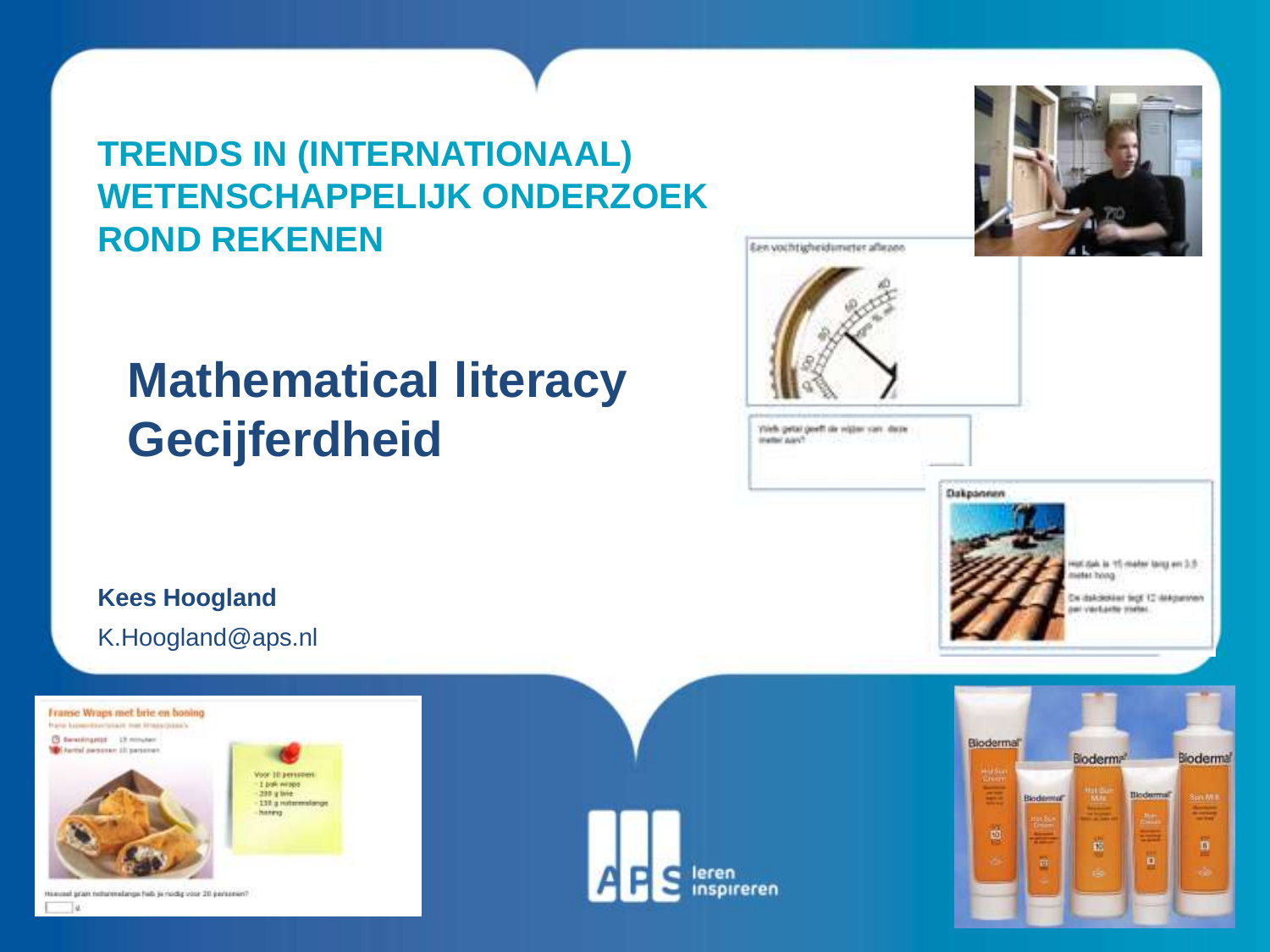# TRENDS IN (INTERNATIONAAL) WETENSCHAPPELIJK ONDERZOEK ROND REKENEN

## Mathematical literacy
## Gecijferdheid

**Kees Hoogland**

K.Hoogland@aps.nl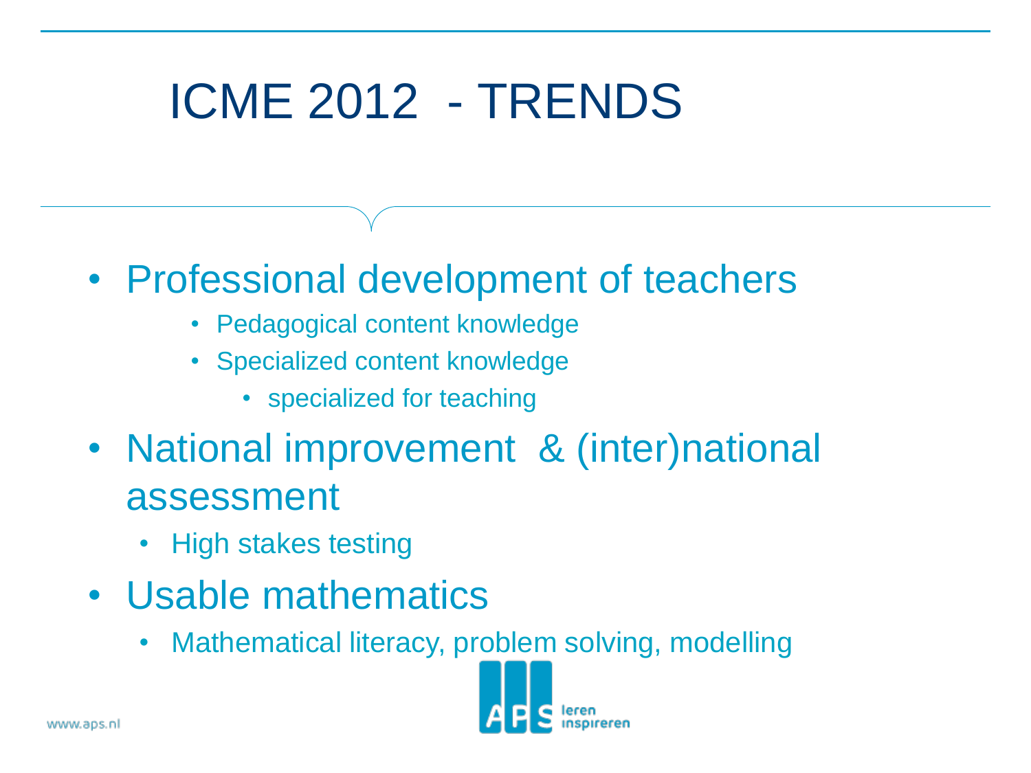# ICME 2012 - TRENDS

- Professional development of teachers
  - Pedagogical content knowledge
  - Specialized content knowledge
    - specialized for teaching
- National improvement & (inter)national assessment
  - High stakes testing
- Usable mathematics
  - Mathematical literacy, problem solving, modelling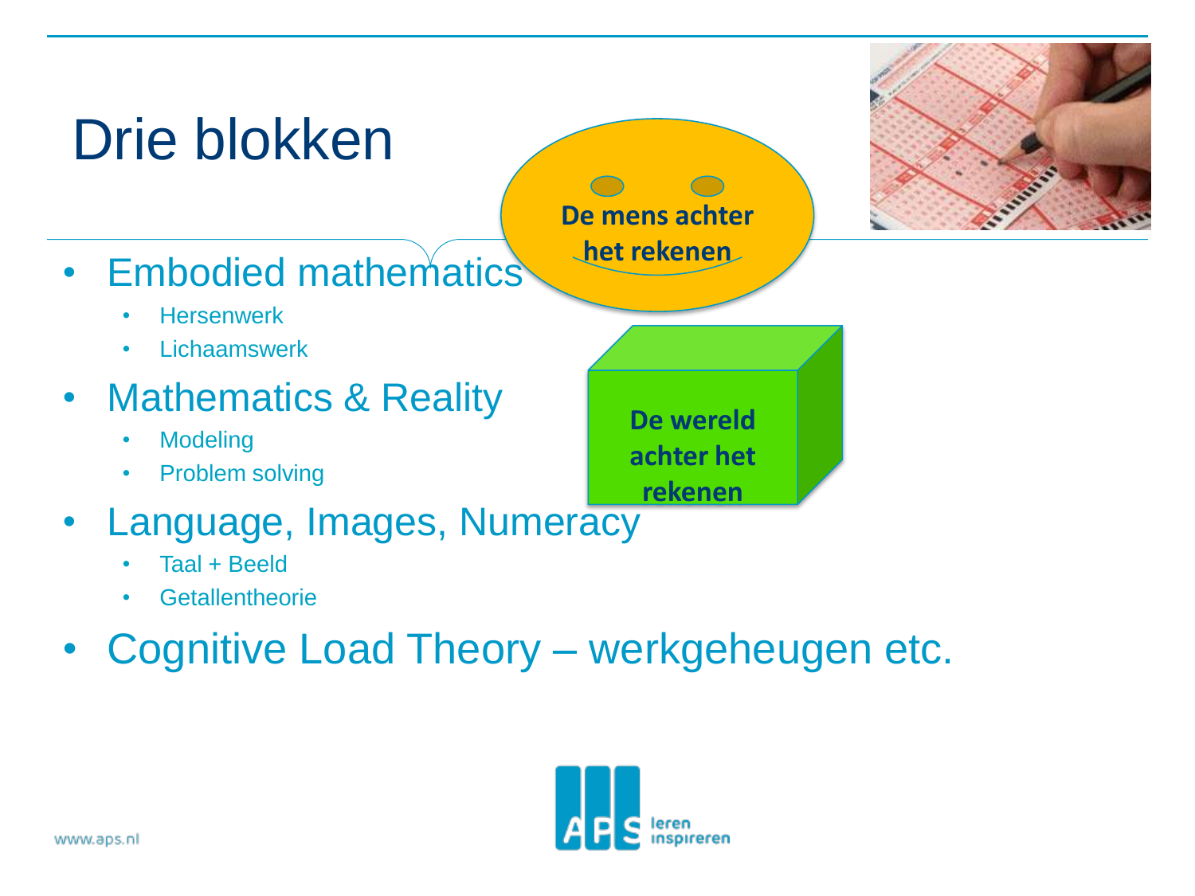# Drie blokken

- Embodied mathematics
  - Hersenwerk
  - Lichaamswerk
- Mathematics & Reality
  - Modeling
  - Problem solving
- Language, Images, Numeracy
  - Taal + Beeld
  - Getallentheorie
- Cognitive Load Theory – werkgeheugen etc.

De mens achter het rekenen

De wereld achter het rekenen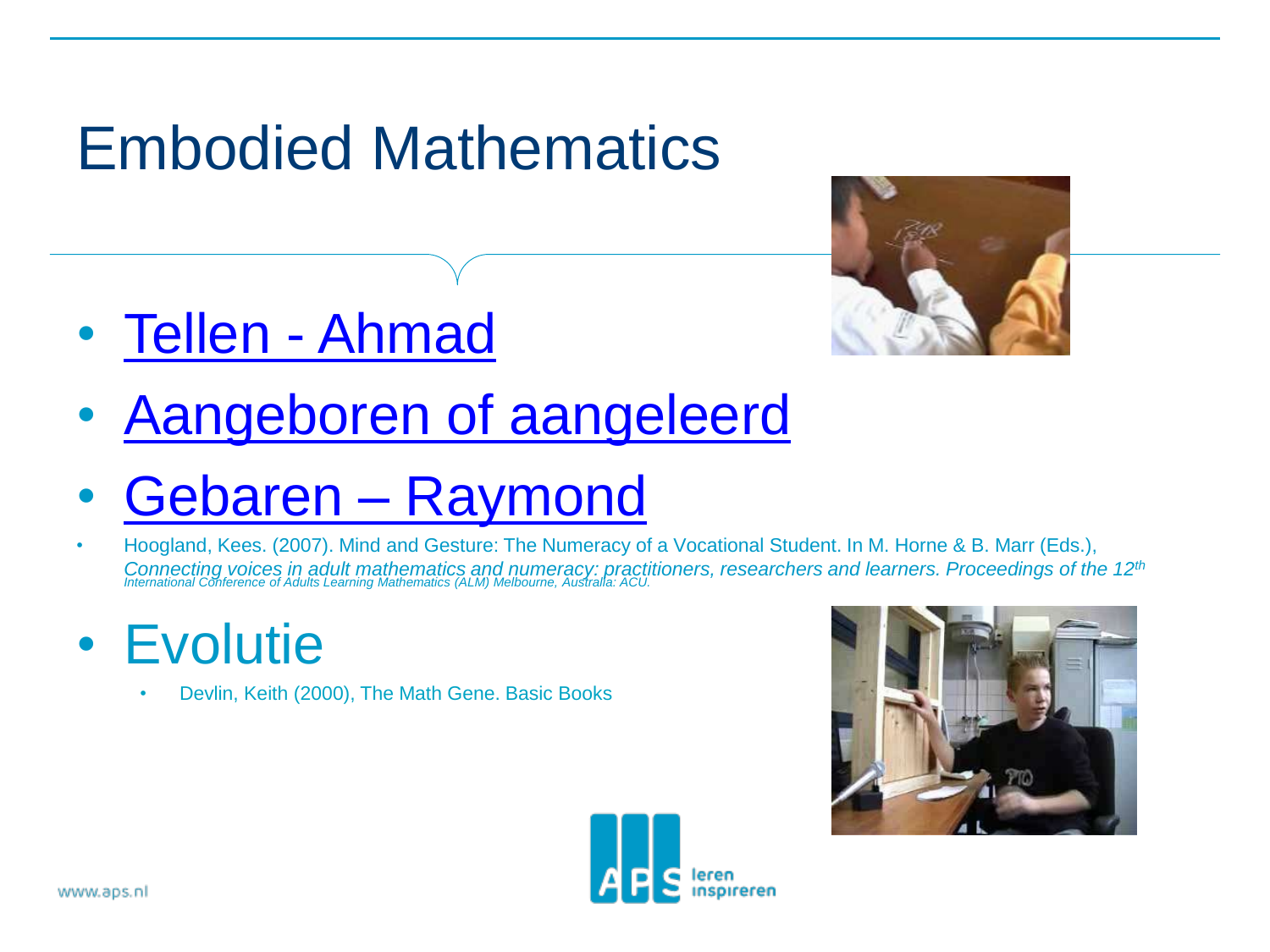# Embodied Mathematics

- Tellen - Ahmad
- Aangeboren of aangeleerd
- Gebaren – Raymond
  - Hoogland, Kees. (2007). Mind and Gesture: The Numeracy of a Vocational Student. In M. Horne & B. Marr (Eds.), *Connecting voices in adult mathematics and numeracy: practitioners, researchers and learners. Proceedings of the 12th International Conference of Adults Learning Mathematics (ALM) Melbourne, Australia: ACU.*
- Evolutie
  - Devlin, Keith (2000), The Math Gene. Basic Books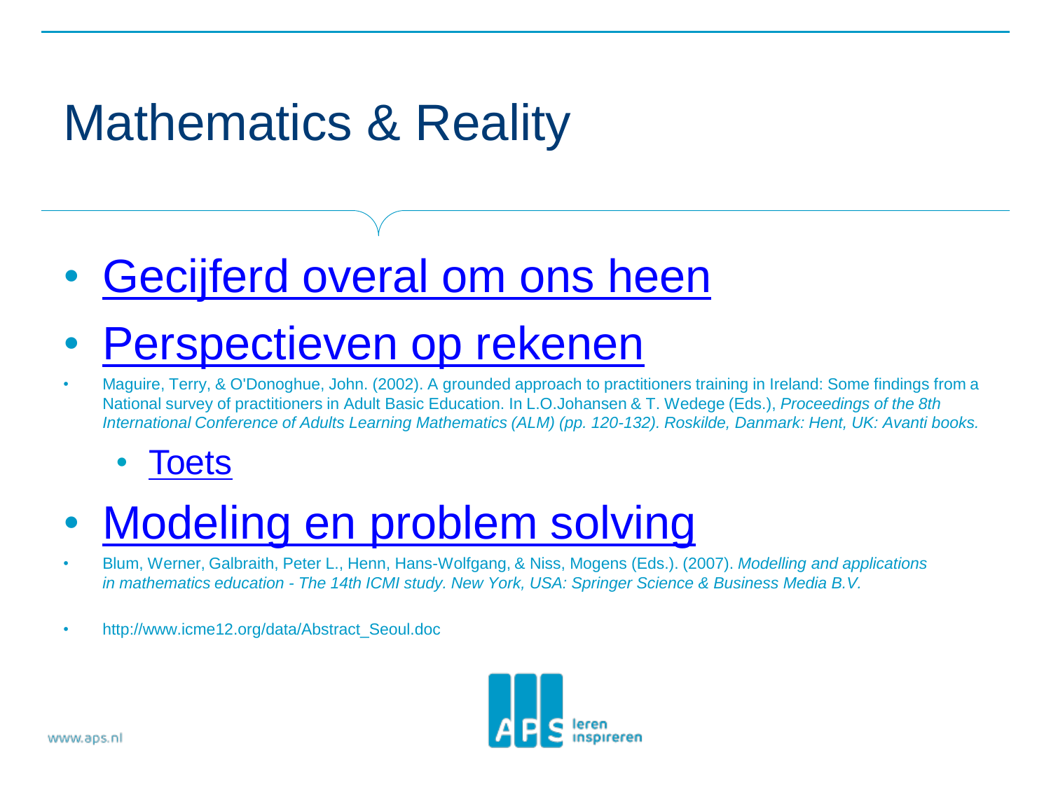# Mathematics & Reality

- Gecijferd overal om ons heen
- Perspectieven op rekenen
- Maguire, Terry, & O'Donoghue, John. (2002). A grounded approach to practitioners training in Ireland: Some findings from a National survey of practitioners in Adult Basic Education. In L.O.Johansen & T. Wedege (Eds.), *Proceedings of the 8th International Conference of Adults Learning Mathematics (ALM) (pp. 120-132). Roskilde, Danmark: Hent, UK: Avanti books.*
  - Toets
- Modeling en problem solving
- Blum, Werner, Galbraith, Peter L., Henn, Hans-Wolfgang, & Niss, Mogens (Eds.). (2007). *Modelling and applications in mathematics education - The 14th ICMI study. New York, USA: Springer Science & Business Media B.V.*
- http://www.icme12.org/data/Abstract_Seoul.doc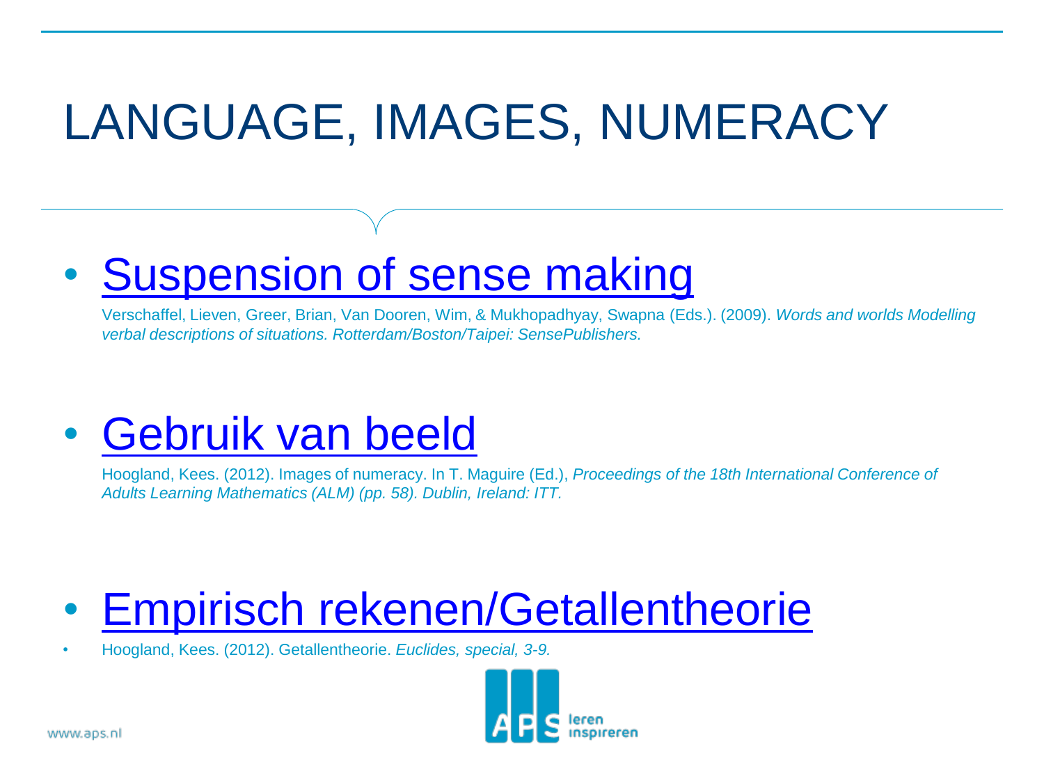# LANGUAGE, IMAGES, NUMERACY

- Suspension of sense making

  Verschaffel, Lieven, Greer, Brian, Van Dooren, Wim, & Mukhopadhyay, Swapna (Eds.). (2009). *Words and worlds Modelling verbal descriptions of situations. Rotterdam/Boston/Taipei: SensePublishers.*

- Gebruik van beeld

  Hoogland, Kees. (2012). Images of numeracy. In T. Maguire (Ed.), *Proceedings of the 18th International Conference of Adults Learning Mathematics (ALM) (pp. 58). Dublin, Ireland: ITT.*

- Empirisch rekenen/Getallentheorie
  - Hoogland, Kees. (2012). Getallentheorie. *Euclides, special, 3-9.*

leren inspireren

www.aps.nl